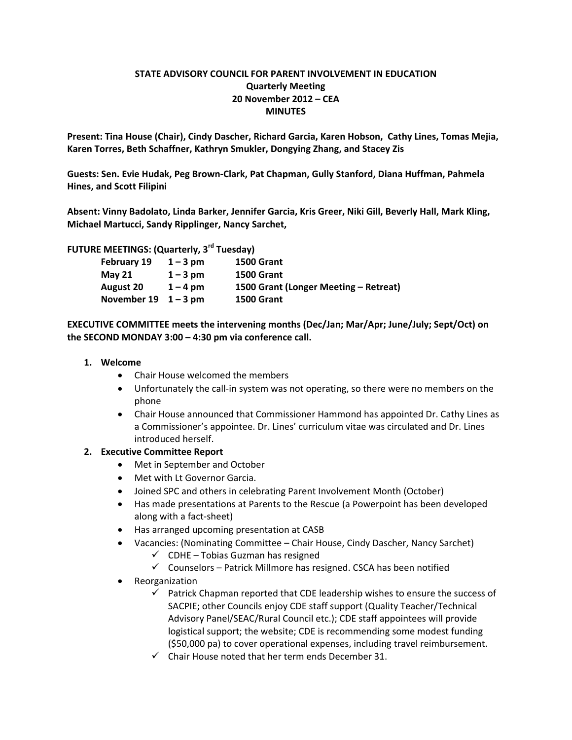**STATE ADVISORY COUNCIL FOR PARENT INVOLVEMENT IN EDUCATION**
**Quarterly Meeting**
**20 November 2012 – CEA**
**MINUTES**

**Present: Tina House (Chair), Cindy Dascher, Richard Garcia, Karen Hobson, Cathy Lines, Tomas Mejia, Karen Torres, Beth Schaffner, Kathryn Smukler, Dongying Zhang, and Stacey Zis**

**Guests: Sen. Evie Hudak, Peg Brown-Clark, Pat Chapman, Gully Stanford, Diana Huffman, Pahmela Hines, and Scott Filipini**

**Absent: Vinny Badolato, Linda Barker, Jennifer Garcia, Kris Greer, Niki Gill, Beverly Hall, Mark Kling, Michael Martucci, Sandy Ripplinger, Nancy Sarchet,**

**FUTURE MEETINGS: (Quarterly, 3rd Tuesday)**

| | | |
|---|---|---|
| **February 19** | **1 – 3 pm** | **1500 Grant** |
| **May 21** | **1 – 3 pm** | **1500 Grant** |
| **August 20** | **1 – 4 pm** | **1500 Grant (Longer Meeting – Retreat)** |
| **November 19** | **1 – 3 pm** | **1500 Grant** |

**EXECUTIVE COMMITTEE meets the intervening months (Dec/Jan; Mar/Apr; June/July; Sept/Oct) on the SECOND MONDAY 3:00 – 4:30 pm via conference call.**

1. **Welcome**
   - Chair House welcomed the members
   - Unfortunately the call-in system was not operating, so there were no members on the phone
   - Chair House announced that Commissioner Hammond has appointed Dr. Cathy Lines as a Commissioner's appointee. Dr. Lines' curriculum vitae was circulated and Dr. Lines introduced herself.
2. **Executive Committee Report**
   - Met in September and October
   - Met with Lt Governor Garcia.
   - Joined SPC and others in celebrating Parent Involvement Month (October)
   - Has made presentations at Parents to the Rescue (a Powerpoint has been developed along with a fact-sheet)
   - Has arranged upcoming presentation at CASB
   - Vacancies: (Nominating Committee – Chair House, Cindy Dascher, Nancy Sarchet)
     - ✓ CDHE – Tobias Guzman has resigned
     - ✓ Counselors – Patrick Millmore has resigned. CSCA has been notified
   - Reorganization
     - ✓ Patrick Chapman reported that CDE leadership wishes to ensure the success of SACPIE; other Councils enjoy CDE staff support (Quality Teacher/Technical Advisory Panel/SEAC/Rural Council etc.); CDE staff appointees will provide logistical support; the website; CDE is recommending some modest funding ($50,000 pa) to cover operational expenses, including travel reimbursement.
     - ✓ Chair House noted that her term ends December 31.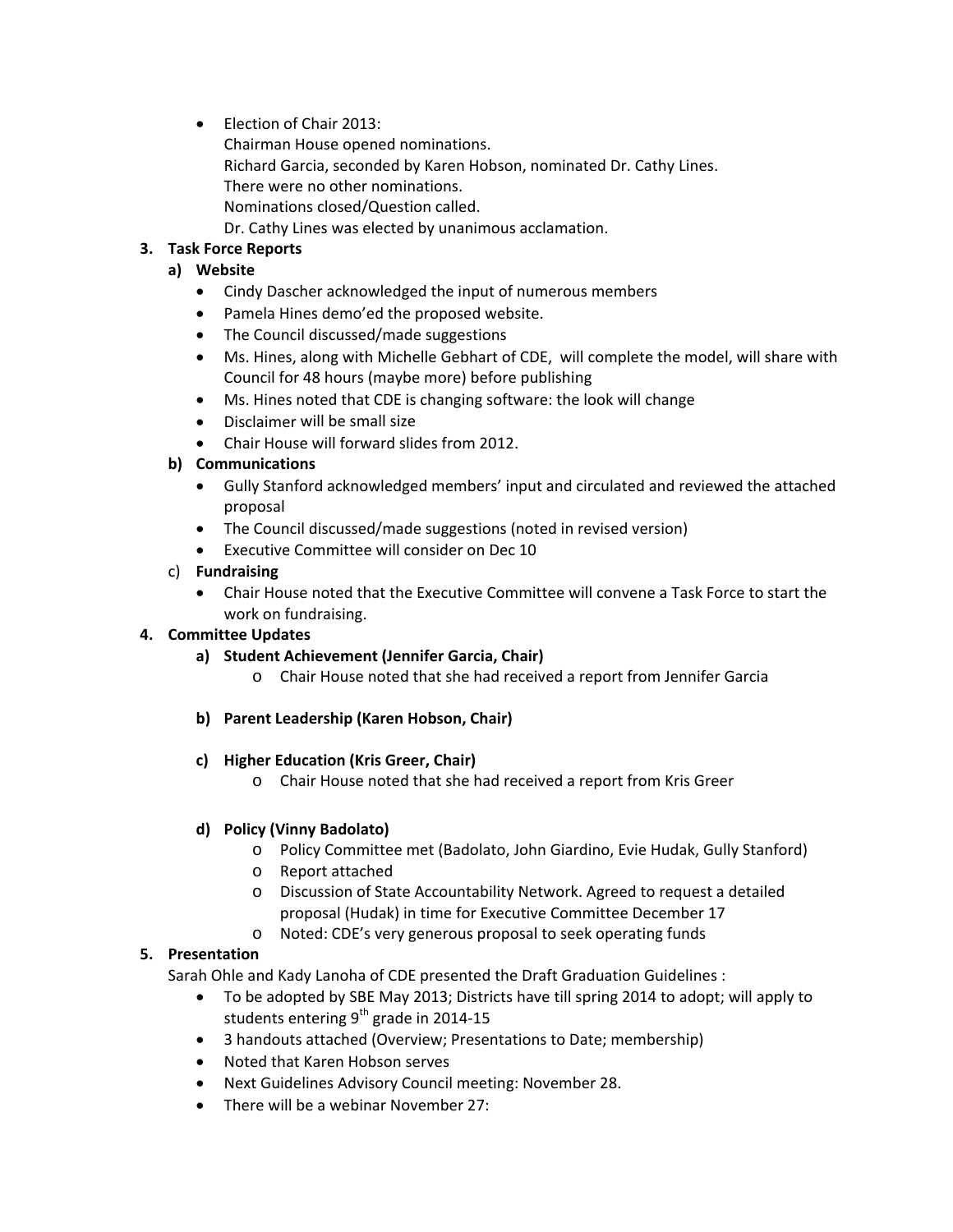- Election of Chair 2013:
  Chairman House opened nominations.
  Richard Garcia, seconded by Karen Hobson, nominated Dr. Cathy Lines.
  There were no other nominations.
  Nominations closed/Question called.
  Dr. Cathy Lines was elected by unanimous acclamation.

**3. Task Force Reports**

**a) Website**

- Cindy Dascher acknowledged the input of numerous members
- Pamela Hines demo'ed the proposed website.
- The Council discussed/made suggestions
- Ms. Hines, along with Michelle Gebhart of CDE, will complete the model, will share with Council for 48 hours (maybe more) before publishing
- Ms. Hines noted that CDE is changing software: the look will change
- Disclaimer will be small size
- Chair House will forward slides from 2012.

**b) Communications**

- Gully Stanford acknowledged members' input and circulated and reviewed the attached proposal
- The Council discussed/made suggestions (noted in revised version)
- Executive Committee will consider on Dec 10

c) **Fundraising**

- Chair House noted that the Executive Committee will convene a Task Force to start the work on fundraising.

**4. Committee Updates**

**a) Student Achievement (Jennifer Garcia, Chair)**

- Chair House noted that she had received a report from Jennifer Garcia

**b) Parent Leadership (Karen Hobson, Chair)**

**c) Higher Education (Kris Greer, Chair)**

- Chair House noted that she had received a report from Kris Greer

**d) Policy (Vinny Badolato)**

- Policy Committee met (Badolato, John Giardino, Evie Hudak, Gully Stanford)
- Report attached
- Discussion of State Accountability Network. Agreed to request a detailed proposal (Hudak) in time for Executive Committee December 17
- Noted: CDE's very generous proposal to seek operating funds

**5. Presentation**

Sarah Ohle and Kady Lanoha of CDE presented the Draft Graduation Guidelines :

- To be adopted by SBE May 2013; Districts have till spring 2014 to adopt; will apply to students entering 9th grade in 2014-15
- 3 handouts attached (Overview; Presentations to Date; membership)
- Noted that Karen Hobson serves
- Next Guidelines Advisory Council meeting: November 28.
- There will be a webinar November 27: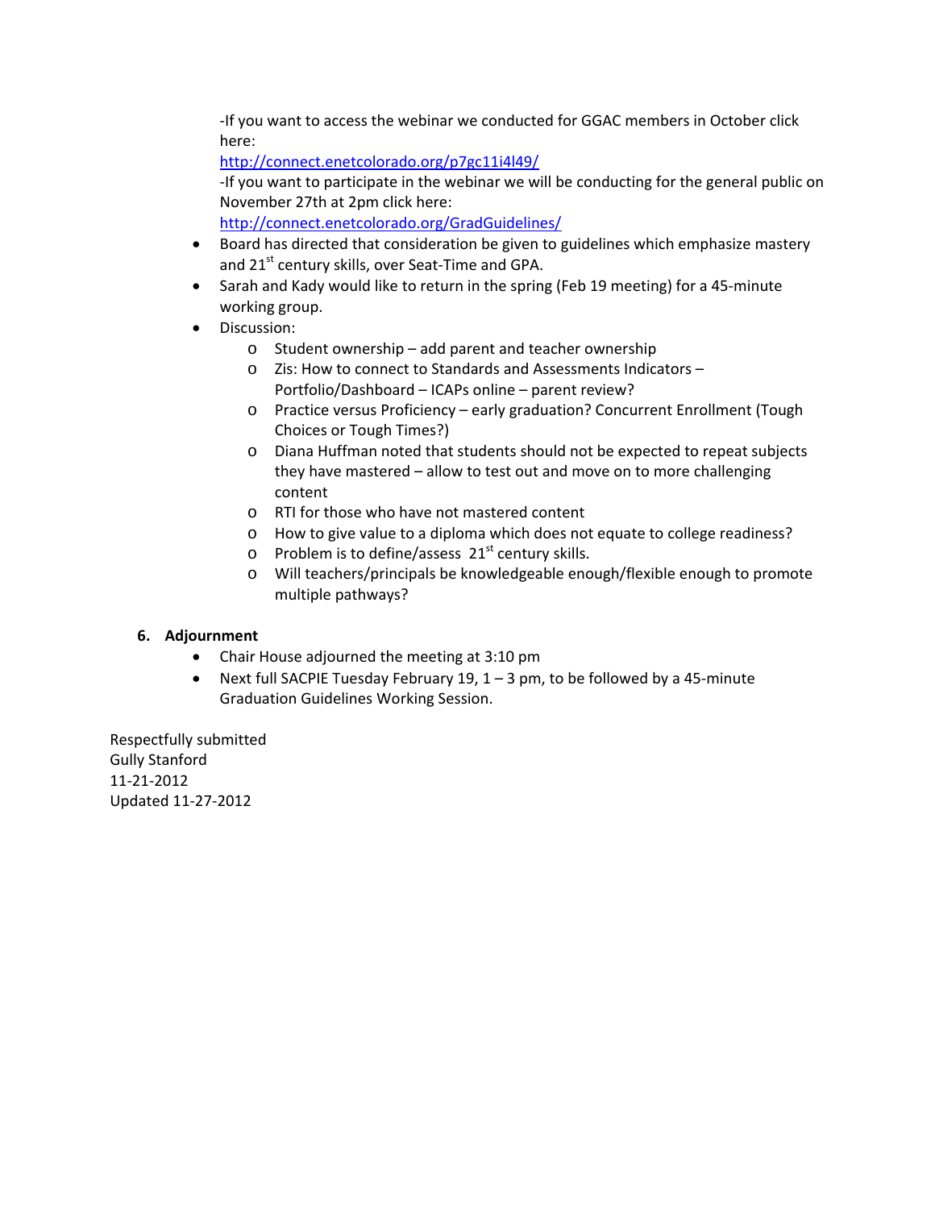-If you want to access the webinar we conducted for GGAC members in October click here:
http://connect.enetcolorado.org/p7gc11i4l49/
-If you want to participate in the webinar we will be conducting for the general public on November 27th at 2pm click here:
http://connect.enetcolorado.org/GradGuidelines/

- Board has directed that consideration be given to guidelines which emphasize mastery and 21st century skills, over Seat-Time and GPA.
- Sarah and Kady would like to return in the spring (Feb 19 meeting) for a 45-minute working group.
- Discussion:
  - Student ownership – add parent and teacher ownership
  - Zis: How to connect to Standards and Assessments Indicators – Portfolio/Dashboard – ICAPs online – parent review?
  - Practice versus Proficiency – early graduation? Concurrent Enrollment (Tough Choices or Tough Times?)
  - Diana Huffman noted that students should not be expected to repeat subjects they have mastered – allow to test out and move on to more challenging content
  - RTI for those who have not mastered content
  - How to give value to a diploma which does not equate to college readiness?
  - Problem is to define/assess 21st century skills.
  - Will teachers/principals be knowledgeable enough/flexible enough to promote multiple pathways?

**6. Adjournment**

- Chair House adjourned the meeting at 3:10 pm
- Next full SACPIE Tuesday February 19, 1 – 3 pm, to be followed by a 45-minute Graduation Guidelines Working Session.

Respectfully submitted
Gully Stanford
11-21-2012
Updated 11-27-2012